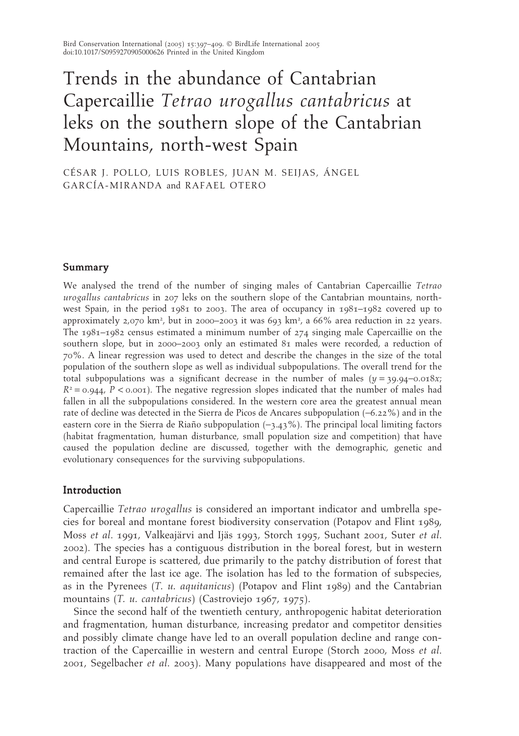# Trends in the abundance of Cantabrian Capercaillie *Tetrao urogallus cantabricus* at leks on the southern slope of the Cantabrian Mountains, north-west Spain

CÉSAR J. POLLO, LUIS ROBLES, JUAN M. SEIJAS, ÁNGEL GARCÍA-MIRANDA and RAFAEL OTERO

## Summary

We analysed the trend of the number of singing males of Cantabrian Capercaillie *Tetrao urogallus cantabricus* in 207 leks on the southern slope of the Cantabrian mountains, north-west Spain, in the period 1981 to 2003. The area of occupancy in 1981–1982 covered up to approximately 2,070 km$^2$, but in 2000–2003 it was 693 km$^2$, a 66% area reduction in 22 years. The 1981–1982 census estimated a minimum number of 274 singing male Capercaillie on the southern slope, but in 2000–2003 only an estimated 81 males were recorded, a reduction of 70%. A linear regression was used to detect and describe the changes in the size of the total population of the southern slope as well as individual subpopulations. The overall trend for the total subpopulations was a significant decrease in the number of males ($y = 39.94–0.018x$; $R^2 = 0.944$, $P < 0.001$). The negative regression slopes indicated that the number of males had fallen in all the subpopulations considered. In the western core area the greatest annual mean rate of decline was detected in the Sierra de Picos de Ancares subpopulation (–6.22%) and in the eastern core in the Sierra de Riaño subpopulation (–3.43%). The principal local limiting factors (habitat fragmentation, human disturbance, small population size and competition) that have caused the population decline are discussed, together with the demographic, genetic and evolutionary consequences for the surviving subpopulations.

## Introduction

Capercaillie *Tetrao urogallus* is considered an important indicator and umbrella species for boreal and montane forest biodiversity conservation (Potapov and Flint 1989, Moss *et al.* 1991, Valkeajärvi and Ijäs 1993, Storch 1995, Suchant 2001, Suter *et al.* 2002). The species has a contiguous distribution in the boreal forest, but in western and central Europe is scattered, due primarily to the patchy distribution of forest that remained after the last ice age. The isolation has led to the formation of subspecies, as in the Pyrenees (*T. u. aquitanicus*) (Potapov and Flint 1989) and the Cantabrian mountains (*T. u. cantabricus*) (Castroviejo 1967, 1975).

Since the second half of the twentieth century, anthropogenic habitat deterioration and fragmentation, human disturbance, increasing predator and competitor densities and possibly climate change have led to an overall population decline and range contraction of the Capercaillie in western and central Europe (Storch 2000, Moss *et al.* 2001, Segelbacher *et al.* 2003). Many populations have disappeared and most of the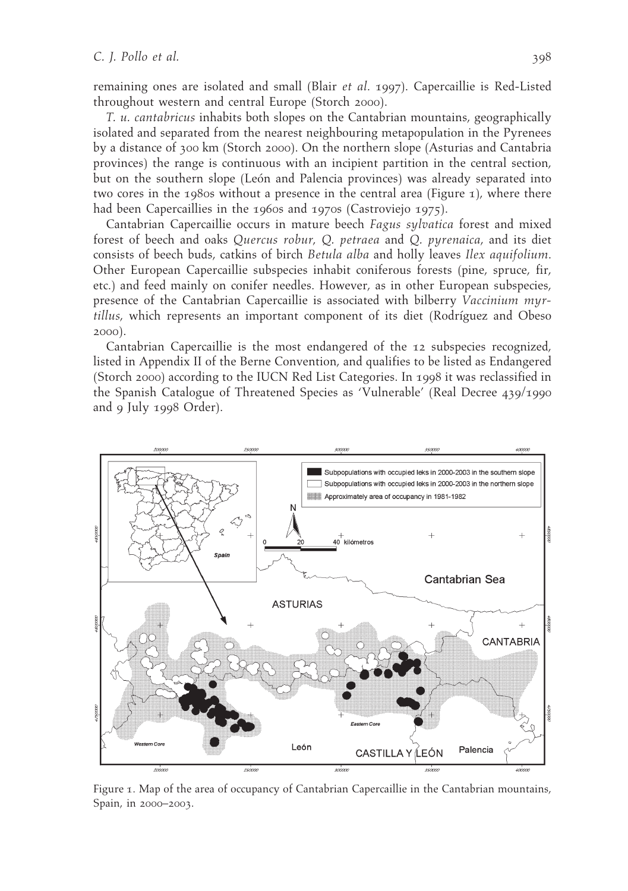remaining ones are isolated and small (Blair *et al.* 1997). Capercaillie is Red-Listed throughout western and central Europe (Storch 2000).

*T. u. cantabricus* inhabits both slopes on the Cantabrian mountains, geographically isolated and separated from the nearest neighbouring metapopulation in the Pyrenees by a distance of 300 km (Storch 2000). On the northern slope (Asturias and Cantabria provinces) the range is continuous with an incipient partition in the central section, but on the southern slope (León and Palencia provinces) was already separated into two cores in the 1980s without a presence in the central area (Figure 1), where there had been Capercaillies in the 1960s and 1970s (Castroviejo 1975).

Cantabrian Capercaillie occurs in mature beech *Fagus sylvatica* forest and mixed forest of beech and oaks *Quercus robur, Q. petraea* and *Q. pyrenaica,* and its diet consists of beech buds, catkins of birch *Betula alba* and holly leaves *Ilex aquifolium*. Other European Capercaillie subspecies inhabit coniferous forests (pine, spruce, fir, etc.) and feed mainly on conifer needles. However, as in other European subspecies, presence of the Cantabrian Capercaillie is associated with bilberry *Vaccinium myrtillus,* which represents an important component of its diet (Rodríguez and Obeso 2000).

Cantabrian Capercaillie is the most endangered of the 12 subspecies recognized, listed in Appendix II of the Berne Convention, and qualifies to be listed as Endangered (Storch 2000) according to the IUCN Red List Categories. In 1998 it was reclassified in the Spanish Catalogue of Threatened Species as 'Vulnerable' (Real Decree 439/1990 and 9 July 1998 Order).

Figure 1. Map of the area of occupancy of Cantabrian Capercaillie in the Cantabrian mountains, Spain, in 2000–2003.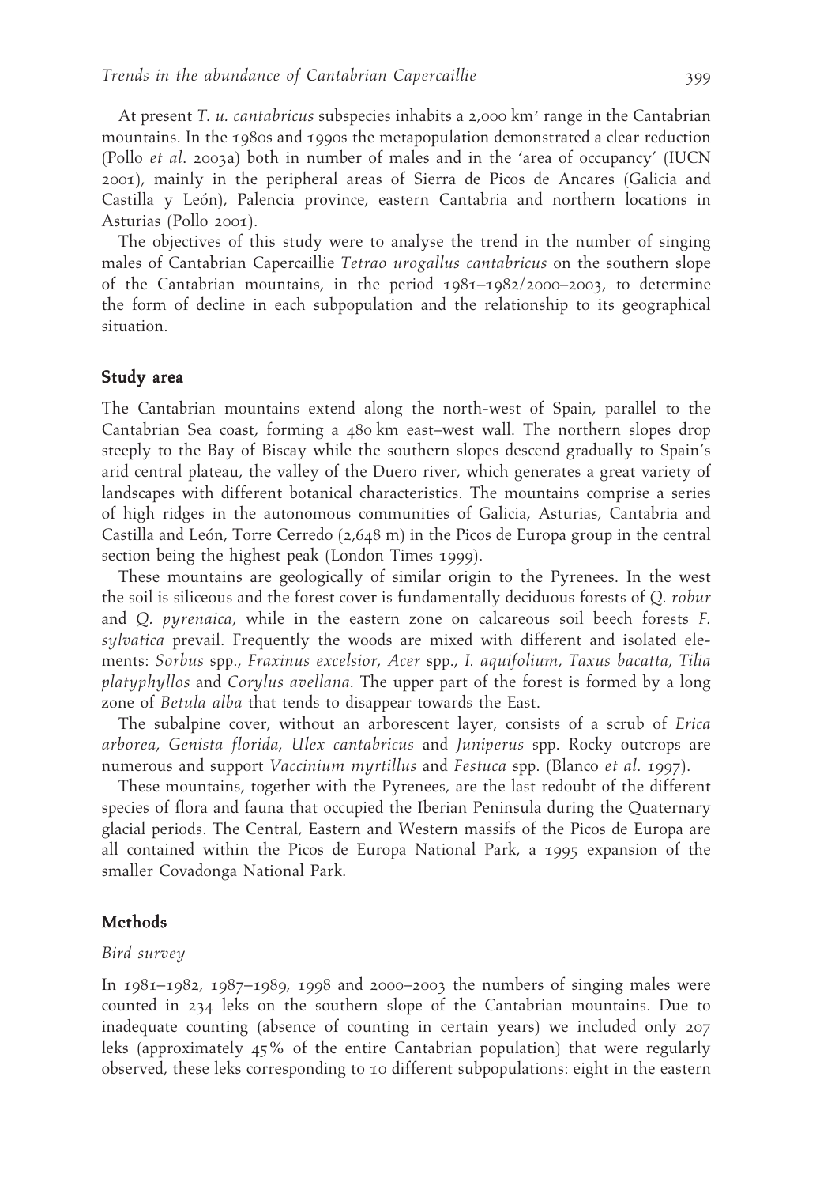At present *T. u. cantabricus* subspecies inhabits a 2,000 km$^2$ range in the Cantabrian mountains. In the 1980s and 1990s the metapopulation demonstrated a clear reduction (Pollo *et al.* 2003a) both in number of males and in the 'area of occupancy' (IUCN 2001), mainly in the peripheral areas of Sierra de Picos de Ancares (Galicia and Castilla y León), Palencia province, eastern Cantabria and northern locations in Asturias (Pollo 2001).

The objectives of this study were to analyse the trend in the number of singing males of Cantabrian Capercaillie *Tetrao urogallus cantabricus* on the southern slope of the Cantabrian mountains, in the period 1981–1982/2000–2003, to determine the form of decline in each subpopulation and the relationship to its geographical situation.

## Study area

The Cantabrian mountains extend along the north-west of Spain, parallel to the Cantabrian Sea coast, forming a 480 km east–west wall. The northern slopes drop steeply to the Bay of Biscay while the southern slopes descend gradually to Spain's arid central plateau, the valley of the Duero river, which generates a great variety of landscapes with different botanical characteristics. The mountains comprise a series of high ridges in the autonomous communities of Galicia, Asturias, Cantabria and Castilla and León, Torre Cerredo (2,648 m) in the Picos de Europa group in the central section being the highest peak (London Times 1999).

These mountains are geologically of similar origin to the Pyrenees. In the west the soil is siliceous and the forest cover is fundamentally deciduous forests of *Q. robur* and *Q. pyrenaica*, while in the eastern zone on calcareous soil beech forests *F. sylvatica* prevail. Frequently the woods are mixed with different and isolated elements: *Sorbus* spp., *Fraxinus excelsior*, *Acer* spp., *I. aquifolium*, *Taxus bacatta*, *Tilia platyphyllos* and *Corylus avellana*. The upper part of the forest is formed by a long zone of *Betula alba* that tends to disappear towards the East.

The subalpine cover, without an arborescent layer, consists of a scrub of *Erica arborea*, *Genista florida*, *Ulex cantabricus* and *Juniperus* spp. Rocky outcrops are numerous and support *Vaccinium myrtillus* and *Festuca* spp. (Blanco *et al.* 1997).

These mountains, together with the Pyrenees, are the last redoubt of the different species of flora and fauna that occupied the Iberian Peninsula during the Quaternary glacial periods. The Central, Eastern and Western massifs of the Picos de Europa are all contained within the Picos de Europa National Park, a 1995 expansion of the smaller Covadonga National Park.

## Methods

### *Bird survey*

In 1981–1982, 1987–1989, 1998 and 2000–2003 the numbers of singing males were counted in 234 leks on the southern slope of the Cantabrian mountains. Due to inadequate counting (absence of counting in certain years) we included only 207 leks (approximately 45% of the entire Cantabrian population) that were regularly observed, these leks corresponding to 10 different subpopulations: eight in the eastern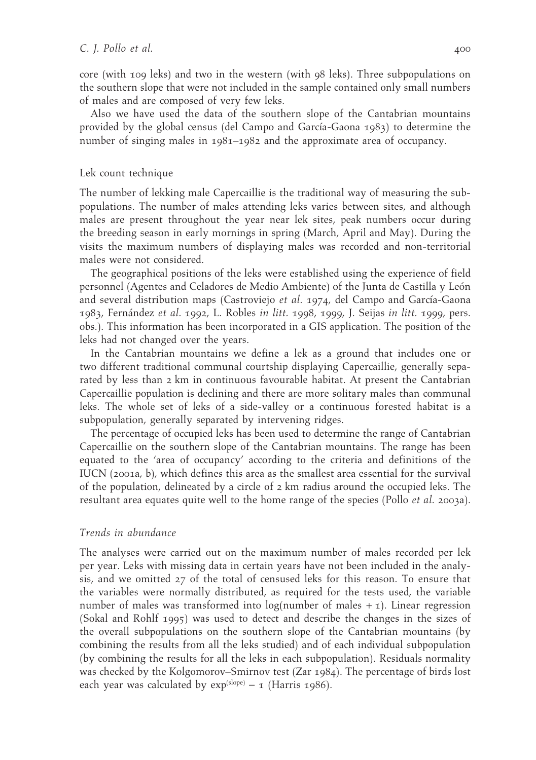core (with 109 leks) and two in the western (with 98 leks). Three subpopulations on the southern slope that were not included in the sample contained only small numbers of males and are composed of very few leks.

Also we have used the data of the southern slope of the Cantabrian mountains provided by the global census (del Campo and García-Gaona 1983) to determine the number of singing males in 1981–1982 and the approximate area of occupancy.

## Lek count technique

The number of lekking male Capercaillie is the traditional way of measuring the subpopulations. The number of males attending leks varies between sites, and although males are present throughout the year near lek sites, peak numbers occur during the breeding season in early mornings in spring (March, April and May). During the visits the maximum numbers of displaying males was recorded and non-territorial males were not considered.

The geographical positions of the leks were established using the experience of field personnel (Agentes and Celadores de Medio Ambiente) of the Junta de Castilla y León and several distribution maps (Castroviejo *et al.* 1974, del Campo and García-Gaona 1983, Fernández *et al.* 1992, L. Robles *in litt.* 1998, 1999, J. Seijas *in litt.* 1999, pers. obs.). This information has been incorporated in a GIS application. The position of the leks had not changed over the years.

In the Cantabrian mountains we define a lek as a ground that includes one or two different traditional communal courtship displaying Capercaillie, generally separated by less than 2 km in continuous favourable habitat. At present the Cantabrian Capercaillie population is declining and there are more solitary males than communal leks. The whole set of leks of a side-valley or a continuous forested habitat is a subpopulation, generally separated by intervening ridges.

The percentage of occupied leks has been used to determine the range of Cantabrian Capercaillie on the southern slope of the Cantabrian mountains. The range has been equated to the 'area of occupancy' according to the criteria and definitions of the IUCN (2001a, b), which defines this area as the smallest area essential for the survival of the population, delineated by a circle of 2 km radius around the occupied leks. The resultant area equates quite well to the home range of the species (Pollo *et al.* 2003a).

### *Trends in abundance*

The analyses were carried out on the maximum number of males recorded per lek per year. Leks with missing data in certain years have not been included in the analysis, and we omitted 27 of the total of censused leks for this reason. To ensure that the variables were normally distributed, as required for the tests used, the variable number of males was transformed into log(number of males + 1). Linear regression (Sokal and Rohlf 1995) was used to detect and describe the changes in the sizes of the overall subpopulations on the southern slope of the Cantabrian mountains (by combining the results from all the leks studied) and of each individual subpopulation (by combining the results for all the leks in each subpopulation). Residuals normality was checked by the Kolgomorov–Smirnov test (Zar 1984). The percentage of birds lost each year was calculated by $\exp^{(\text{slope})} - 1$ (Harris 1986).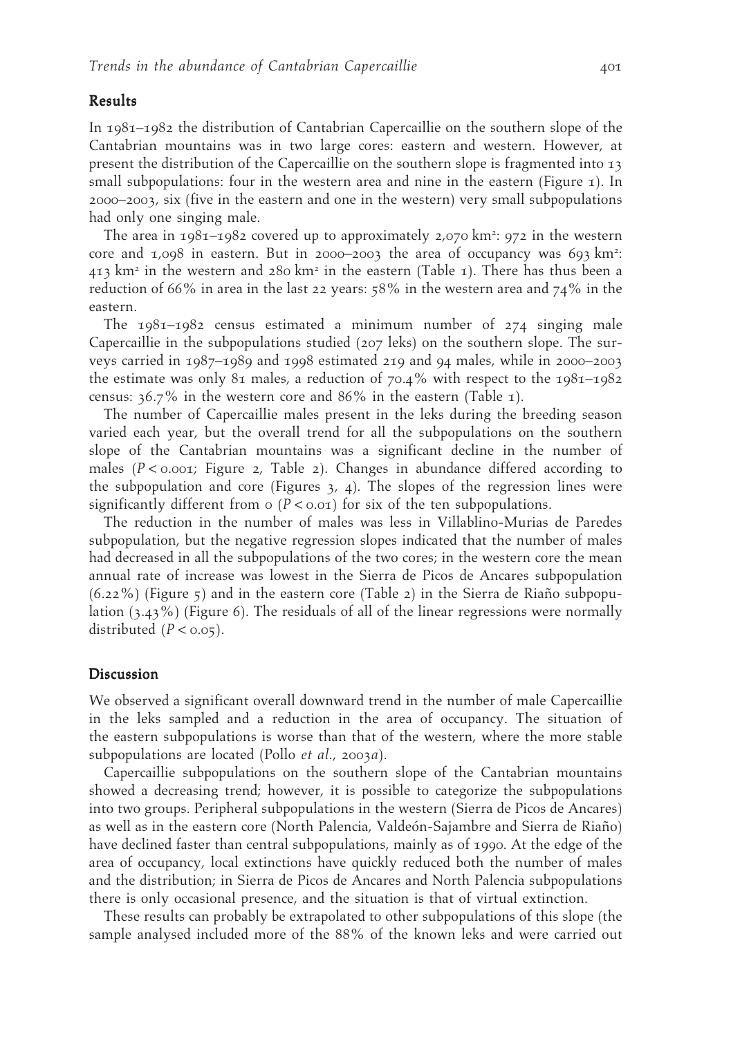## Results

In 1981–1982 the distribution of Cantabrian Capercaillie on the southern slope of the Cantabrian mountains was in two large cores: eastern and western. However, at present the distribution of the Capercaillie on the southern slope is fragmented into 13 small subpopulations: four in the western area and nine in the eastern (Figure 1). In 2000–2003, six (five in the eastern and one in the western) very small subpopulations had only one singing male.

The area in 1981–1982 covered up to approximately 2,070 km$^2$: 972 in the western core and 1,098 in eastern. But in 2000–2003 the area of occupancy was 693 km$^2$: 413 km$^2$ in the western and 280 km$^2$ in the eastern (Table 1). There has thus been a reduction of 66% in area in the last 22 years: 58% in the western area and 74% in the eastern.

The 1981–1982 census estimated a minimum number of 274 singing male Capercaillie in the subpopulations studied (207 leks) on the southern slope. The surveys carried in 1987–1989 and 1998 estimated 219 and 94 males, while in 2000–2003 the estimate was only 81 males, a reduction of 70.4% with respect to the 1981–1982 census: 36.7% in the western core and 86% in the eastern (Table 1).

The number of Capercaillie males present in the leks during the breeding season varied each year, but the overall trend for all the subpopulations on the southern slope of the Cantabrian mountains was a significant decline in the number of males ($P < 0.001$; Figure 2, Table 2). Changes in abundance differed according to the subpopulation and core (Figures 3, 4). The slopes of the regression lines were significantly different from 0 ($P < 0.01$) for six of the ten subpopulations.

The reduction in the number of males was less in Villablino-Murias de Paredes subpopulation, but the negative regression slopes indicated that the number of males had decreased in all the subpopulations of the two cores; in the western core the mean annual rate of increase was lowest in the Sierra de Picos de Ancares subpopulation (6.22%) (Figure 5) and in the eastern core (Table 2) in the Sierra de Riaño subpopulation (3.43%) (Figure 6). The residuals of all of the linear regressions were normally distributed ($P < 0.05$).

## Discussion

We observed a significant overall downward trend in the number of male Capercaillie in the leks sampled and a reduction in the area of occupancy. The situation of the eastern subpopulations is worse than that of the western, where the more stable subpopulations are located (Pollo *et al.*, 2003*a*).

Capercaillie subpopulations on the southern slope of the Cantabrian mountains showed a decreasing trend; however, it is possible to categorize the subpopulations into two groups. Peripheral subpopulations in the western (Sierra de Picos de Ancares) as well as in the eastern core (North Palencia, Valdeón-Sajambre and Sierra de Riaño) have declined faster than central subpopulations, mainly as of 1990. At the edge of the area of occupancy, local extinctions have quickly reduced both the number of males and the distribution; in Sierra de Picos de Ancares and North Palencia subpopulations there is only occasional presence, and the situation is that of virtual extinction.

These results can probably be extrapolated to other subpopulations of this slope (the sample analysed included more of the 88% of the known leks and were carried out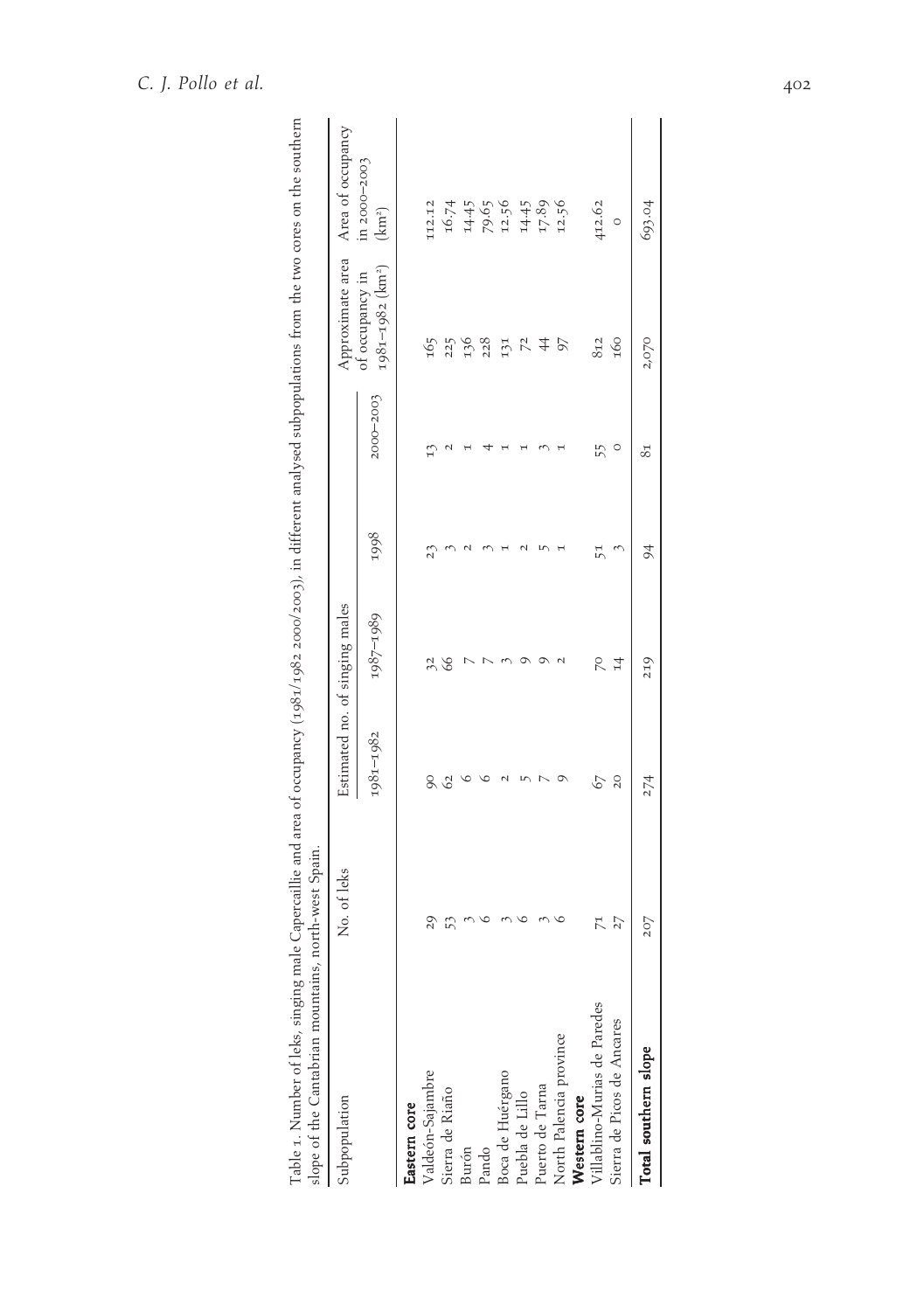Table 1. Number of leks, singing male Capercaillie and area of occupancy (1981/1982 2000/2003), in different analysed subpopulations from the two cores on the southern slope of the Cantabrian mountains, north-west Spain.

| Subpopulation | No. of leks | Estimated no. of singing males | | | | Approximate area of occupancy in 1981–1982 (km²) | Area of occupancy in 2000–2003 (km²) |
|---|---|---|---|---|---|---|---|
| | | 1981–1982 | 1987–1989 | 1998 | 2000–2003 | | |
| **Eastern core** | | | | | | | |
| Valdeón-Sajambre | 29 | 90 | 32 | 23 | 13 | 165 | 112.12 |
| Sierra de Riaño | 53 | 62 | 66 | 3 | 2 | 225 | 16.74 |
| Burón | 3 | 6 | 7 | 2 | 1 | 136 | 14.45 |
| Pando | 6 | 6 | 7 | 3 | 4 | 228 | 79.65 |
| Boca de Huérgano | 3 | 2 | 3 | 1 | 1 | 131 | 12.56 |
| Puebla de Lillo | 6 | 5 | 9 | 2 | 1 | 72 | 14.45 |
| Puerto de Tarna | 3 | 7 | 9 | 5 | 3 | 44 | 17.89 |
| North Palencia province | 6 | 9 | 2 | 1 | 1 | 97 | 12.56 |
| **Western core** | | | | | | | |
| Villablino-Murias de Paredes | 71 | 67 | 70 | 51 | 55 | 812 | 412.62 |
| Sierra de Picos de Ancares | 27 | 20 | 14 | 3 | 0 | 160 | 0 |
| **Total southern slope** | 207 | 274 | 219 | 94 | 81 | 2,070 | 693.04 |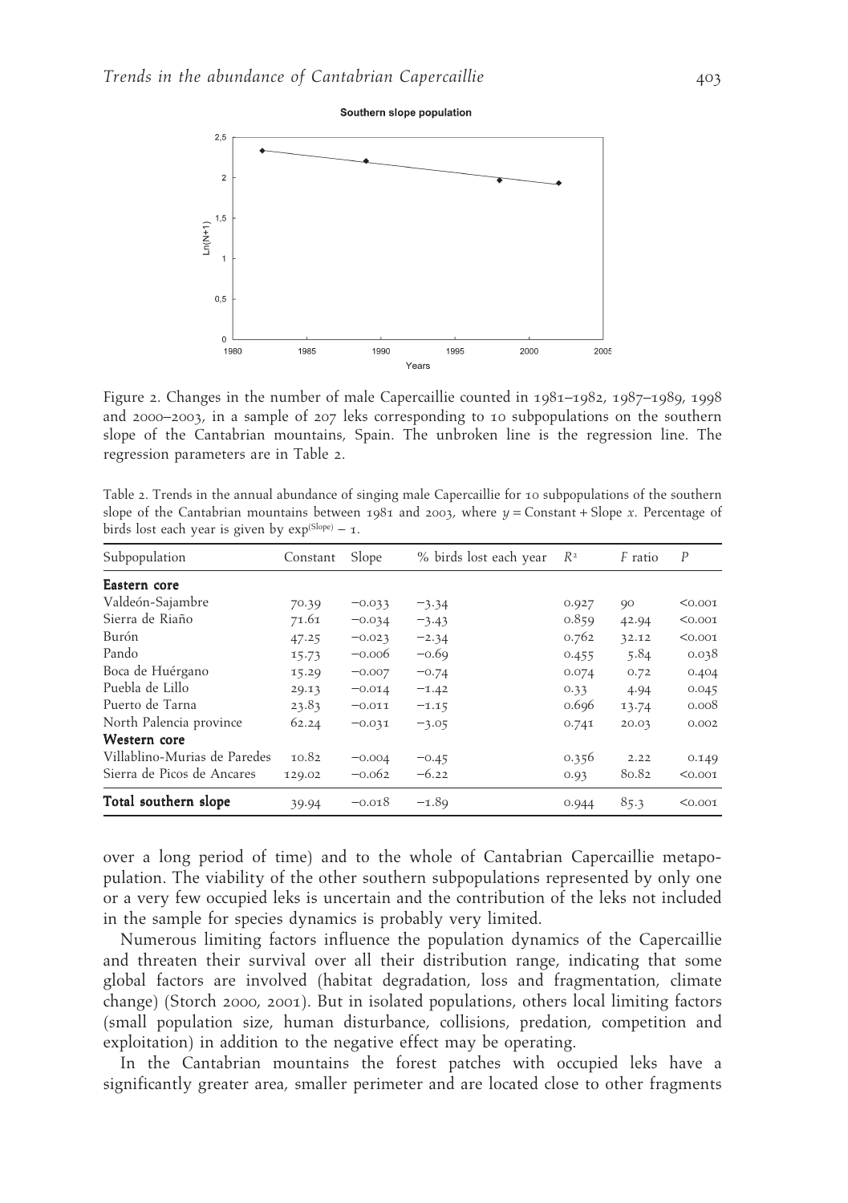Figure 2. Changes in the number of male Capercaillie counted in 1981–1982, 1987–1989, 1998 and 2000–2003, in a sample of 207 leks corresponding to 10 subpopulations on the southern slope of the Cantabrian mountains, Spain. The unbroken line is the regression line. The regression parameters are in Table 2.

Table 2. Trends in the annual abundance of singing male Capercaillie for 10 subpopulations of the southern slope of the Cantabrian mountains between 1981 and 2003, where $y$ = Constant + Slope $x$. Percentage of birds lost each year is given by $\exp^{(\mathrm{Slope})} - 1$.

| Subpopulation | Constant | Slope | % birds lost each year | $R^2$ | $F$ ratio | $P$ |
|---|---|---|---|---|---|---|
| **Eastern core** | | | | | | |
| Valdeón-Sajambre | 70.39 | −0.033 | −3.34 | 0.927 | 90 | <0.001 |
| Sierra de Riaño | 71.61 | −0.034 | −3.43 | 0.859 | 42.94 | <0.001 |
| Burón | 47.25 | −0.023 | −2.34 | 0.762 | 32.12 | <0.001 |
| Pando | 15.73 | −0.006 | −0.69 | 0.455 | 5.84 | 0.038 |
| Boca de Huérgano | 15.29 | −0.007 | −0.74 | 0.074 | 0.72 | 0.404 |
| Puebla de Lillo | 29.13 | −0.014 | −1.42 | 0.33 | 4.94 | 0.045 |
| Puerto de Tarna | 23.83 | −0.011 | −1.15 | 0.696 | 13.74 | 0.008 |
| North Palencia province | 62.24 | −0.031 | −3.05 | 0.741 | 20.03 | 0.002 |
| **Western core** | | | | | | |
| Villablino-Murias de Paredes | 10.82 | −0.004 | −0.45 | 0.356 | 2.22 | 0.149 |
| Sierra de Picos de Ancares | 129.02 | −0.062 | −6.22 | 0.93 | 80.82 | <0.001 |
| **Total southern slope** | 39.94 | −0.018 | −1.89 | 0.944 | 85.3 | <0.001 |

over a long period of time) and to the whole of Cantabrian Capercaillie metapopulation. The viability of the other southern subpopulations represented by only one or a very few occupied leks is uncertain and the contribution of the leks not included in the sample for species dynamics is probably very limited.

Numerous limiting factors influence the population dynamics of the Capercaillie and threaten their survival over all their distribution range, indicating that some global factors are involved (habitat degradation, loss and fragmentation, climate change) (Storch 2000, 2001). But in isolated populations, others local limiting factors (small population size, human disturbance, collisions, predation, competition and exploitation) in addition to the negative effect may be operating.

In the Cantabrian mountains the forest patches with occupied leks have a significantly greater area, smaller perimeter and are located close to other fragments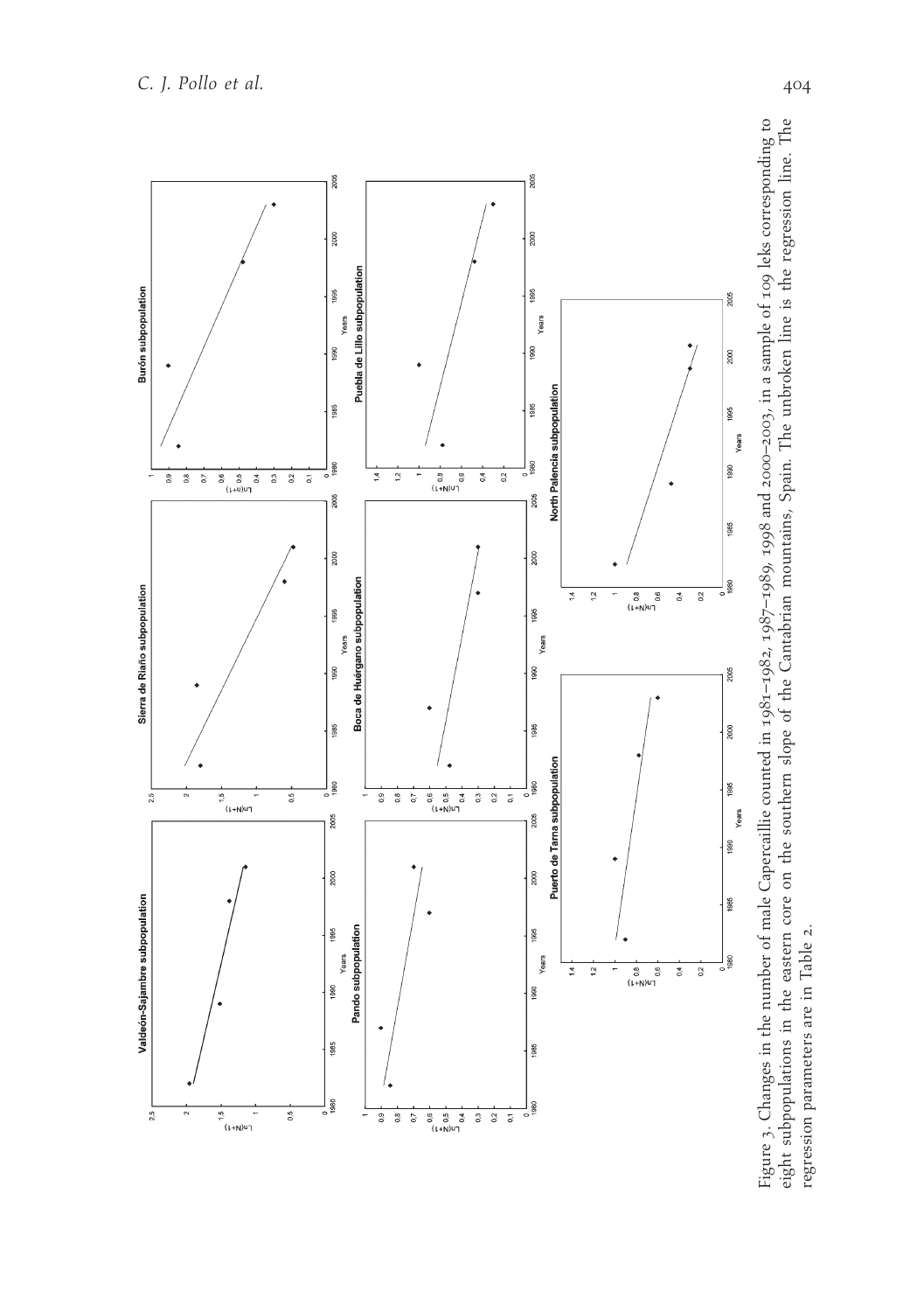Figure 3. Changes in the number of male Capercaillie counted in 1981–1982, 1987–1989, 1998 and 2000–2003, in a sample of 109 leks corresponding to eight subpopulations in the eastern core on the southern slope of the Cantabrian mountains, Spain. The unbroken line is the regression line. The regression parameters are in Table 2.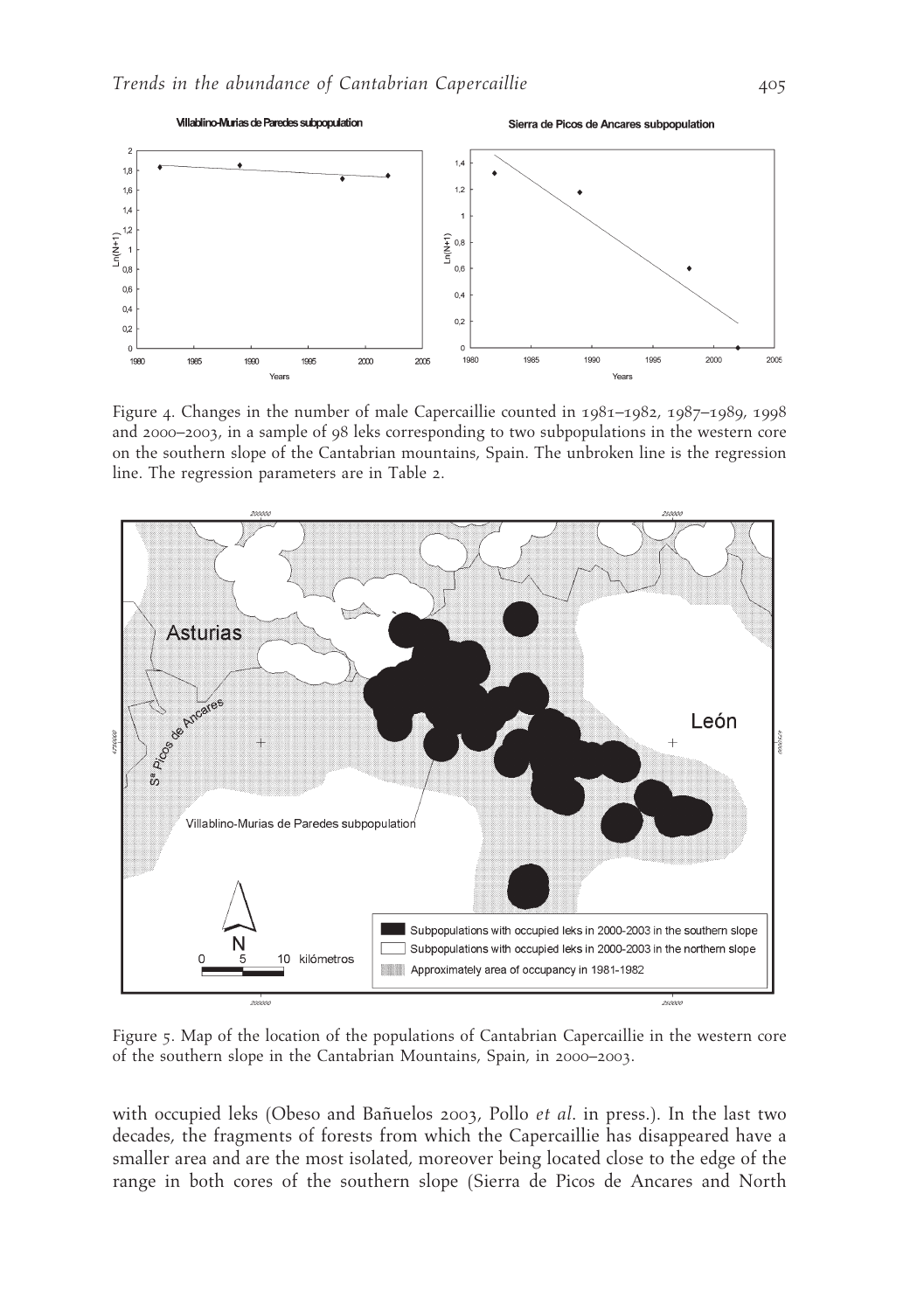Figure 4. Changes in the number of male Capercaillie counted in 1981–1982, 1987–1989, 1998 and 2000–2003, in a sample of 98 leks corresponding to two subpopulations in the western core on the southern slope of the Cantabrian mountains, Spain. The unbroken line is the regression line. The regression parameters are in Table 2.

Figure 5. Map of the location of the populations of Cantabrian Capercaillie in the western core of the southern slope in the Cantabrian Mountains, Spain, in 2000–2003.

with occupied leks (Obeso and Bañuelos 2003, Pollo *et al.* in press.). In the last two decades, the fragments of forests from which the Capercaillie has disappeared have a smaller area and are the most isolated, moreover being located close to the edge of the range in both cores of the southern slope (Sierra de Picos de Ancares and North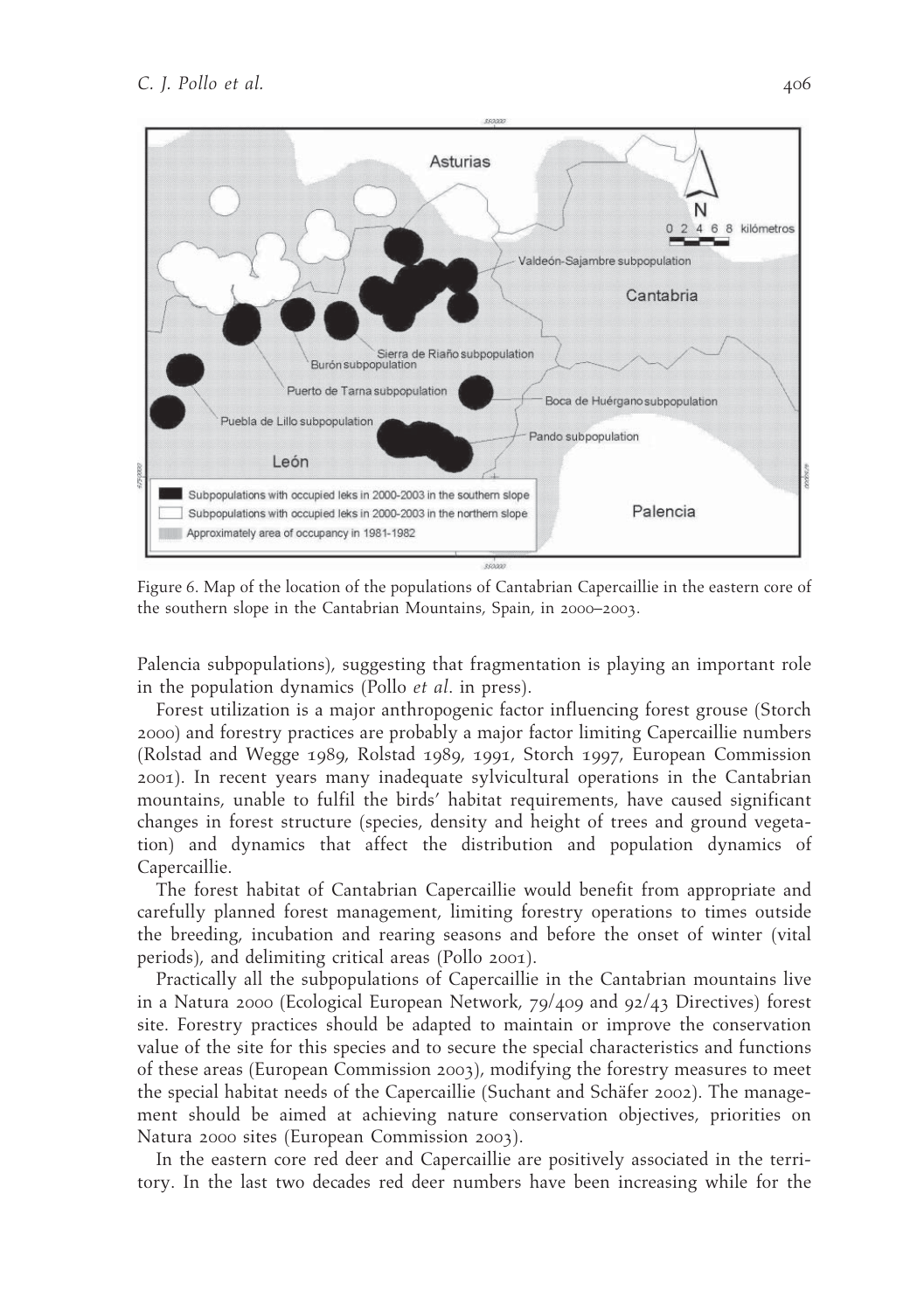Figure 6. Map of the location of the populations of Cantabrian Capercaillie in the eastern core of the southern slope in the Cantabrian Mountains, Spain, in 2000–2003.

Palencia subpopulations), suggesting that fragmentation is playing an important role in the population dynamics (Pollo *et al*. in press).

Forest utilization is a major anthropogenic factor influencing forest grouse (Storch 2000) and forestry practices are probably a major factor limiting Capercaillie numbers (Rolstad and Wegge 1989, Rolstad 1989, 1991, Storch 1997, European Commission 2001). In recent years many inadequate sylvicultural operations in the Cantabrian mountains, unable to fulfil the birds' habitat requirements, have caused significant changes in forest structure (species, density and height of trees and ground vegetation) and dynamics that affect the distribution and population dynamics of Capercaillie.

The forest habitat of Cantabrian Capercaillie would benefit from appropriate and carefully planned forest management, limiting forestry operations to times outside the breeding, incubation and rearing seasons and before the onset of winter (vital periods), and delimiting critical areas (Pollo 2001).

Practically all the subpopulations of Capercaillie in the Cantabrian mountains live in a Natura 2000 (Ecological European Network, 79/409 and 92/43 Directives) forest site. Forestry practices should be adapted to maintain or improve the conservation value of the site for this species and to secure the special characteristics and functions of these areas (European Commission 2003), modifying the forestry measures to meet the special habitat needs of the Capercaillie (Suchant and Schäfer 2002). The management should be aimed at achieving nature conservation objectives, priorities on Natura 2000 sites (European Commission 2003).

In the eastern core red deer and Capercaillie are positively associated in the territory. In the last two decades red deer numbers have been increasing while for the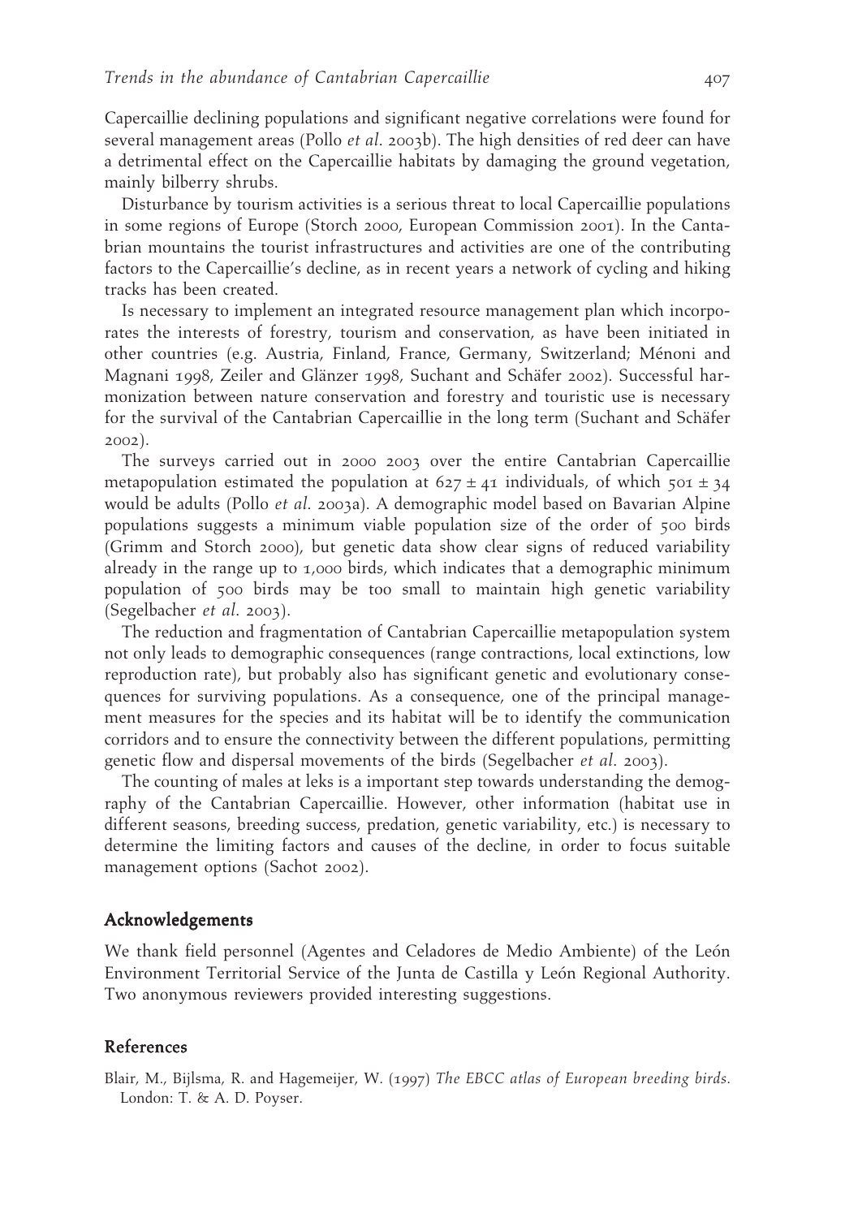Capercaillie declining populations and significant negative correlations were found for several management areas (Pollo *et al.* 2003b). The high densities of red deer can have a detrimental effect on the Capercaillie habitats by damaging the ground vegetation, mainly bilberry shrubs.

Disturbance by tourism activities is a serious threat to local Capercaillie populations in some regions of Europe (Storch 2000, European Commission 2001). In the Cantabrian mountains the tourist infrastructures and activities are one of the contributing factors to the Capercaillie's decline, as in recent years a network of cycling and hiking tracks has been created.

Is necessary to implement an integrated resource management plan which incorporates the interests of forestry, tourism and conservation, as have been initiated in other countries (e.g. Austria, Finland, France, Germany, Switzerland; Ménoni and Magnani 1998, Zeiler and Glänzer 1998, Suchant and Schäfer 2002). Successful harmonization between nature conservation and forestry and touristic use is necessary for the survival of the Cantabrian Capercaillie in the long term (Suchant and Schäfer 2002).

The surveys carried out in 2000 2003 over the entire Cantabrian Capercaillie metapopulation estimated the population at $627 \pm 41$ individuals, of which $501 \pm 34$ would be adults (Pollo *et al.* 2003a). A demographic model based on Bavarian Alpine populations suggests a minimum viable population size of the order of 500 birds (Grimm and Storch 2000), but genetic data show clear signs of reduced variability already in the range up to 1,000 birds, which indicates that a demographic minimum population of 500 birds may be too small to maintain high genetic variability (Segelbacher *et al.* 2003).

The reduction and fragmentation of Cantabrian Capercaillie metapopulation system not only leads to demographic consequences (range contractions, local extinctions, low reproduction rate), but probably also has significant genetic and evolutionary consequences for surviving populations. As a consequence, one of the principal management measures for the species and its habitat will be to identify the communication corridors and to ensure the connectivity between the different populations, permitting genetic flow and dispersal movements of the birds (Segelbacher *et al.* 2003).

The counting of males at leks is a important step towards understanding the demography of the Cantabrian Capercaillie. However, other information (habitat use in different seasons, breeding success, predation, genetic variability, etc.) is necessary to determine the limiting factors and causes of the decline, in order to focus suitable management options (Sachot 2002).

## Acknowledgements

We thank field personnel (Agentes and Celadores de Medio Ambiente) of the León Environment Territorial Service of the Junta de Castilla y León Regional Authority. Two anonymous reviewers provided interesting suggestions.

## References

Blair, M., Bijlsma, R. and Hagemeijer, W. (1997) *The EBCC atlas of European breeding birds*. London: T. & A. D. Poyser.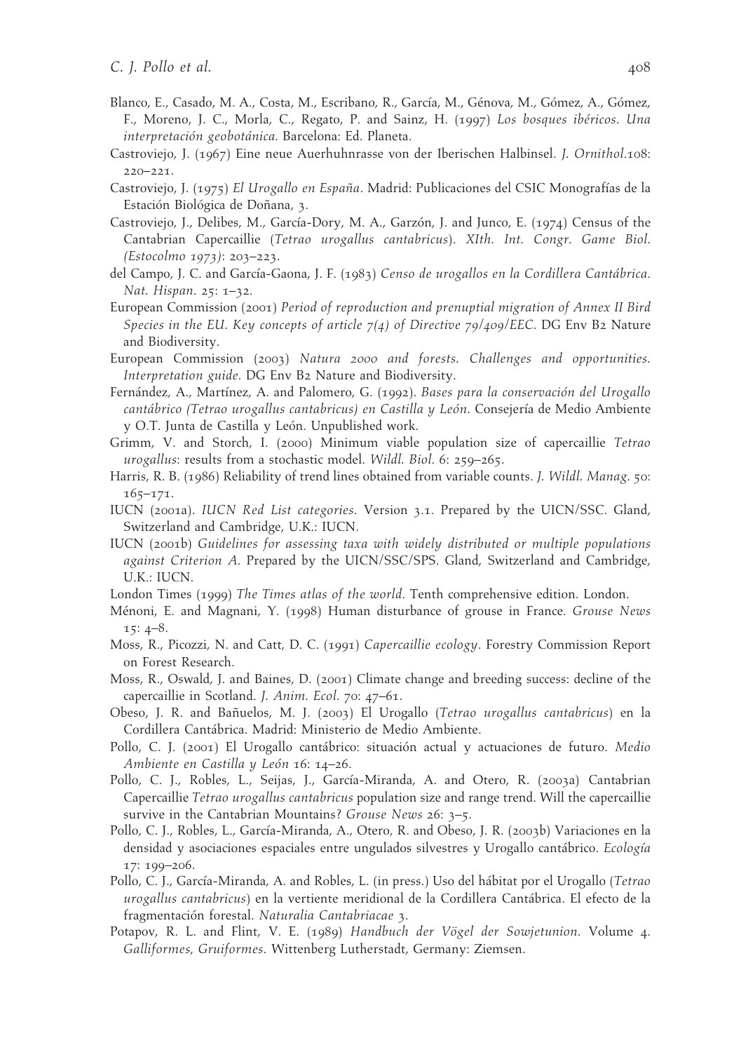Blanco, E., Casado, M. A., Costa, M., Escribano, R., García, M., Génova, M., Gómez, A., Gómez, F., Moreno, J. C., Morla, C., Regato, P. and Sainz, H. (1997) *Los bosques ibéricos. Una interpretación geobotánica.* Barcelona: Ed. Planeta.

Castroviejo, J. (1967) Eine neue Auerhuhnrasse von der Iberischen Halbinsel. *J. Ornithol.*108: 220–221.

Castroviejo, J. (1975) *El Urogallo en España*. Madrid: Publicaciones del CSIC Monografías de la Estación Biológica de Doñana, 3.

Castroviejo, J., Delibes, M., García-Dory, M. A., Garzón, J. and Junco, E. (1974) Census of the Cantabrian Capercaillie (*Tetrao urogallus cantabricus*). *XIth. Int. Congr. Game Biol. (Estocolmo 1973)*: 203–223.

del Campo, J. C. and García-Gaona, J. F. (1983) *Censo de urogallos en la Cordillera Cantábrica. Nat. Hispan.* 25: 1–32.

European Commission (2001) *Period of reproduction and prenuptial migration of Annex II Bird Species in the EU. Key concepts of article 7(4) of Directive 79/409/EEC*. DG Env B2 Nature and Biodiversity.

European Commission (2003) *Natura 2000 and forests. Challenges and opportunities. Interpretation guide*. DG Env B2 Nature and Biodiversity.

Fernández, A., Martínez, A. and Palomero, G. (1992). *Bases para la conservación del Urogallo cantábrico (Tetrao urogallus cantabricus) en Castilla y León*. Consejería de Medio Ambiente y O.T. Junta de Castilla y León. Unpublished work.

Grimm, V. and Storch, I. (2000) Minimum viable population size of capercaillie *Tetrao urogallus*: results from a stochastic model. *Wildl. Biol.* 6: 259–265.

Harris, R. B. (1986) Reliability of trend lines obtained from variable counts. *J. Wildl. Manag*. 50: 165–171.

IUCN (2001a). *IUCN Red List categories*. Version 3.1. Prepared by the UICN/SSC. Gland, Switzerland and Cambridge, U.K.: IUCN.

IUCN (2001b) *Guidelines for assessing taxa with widely distributed or multiple populations against Criterion A*. Prepared by the UICN/SSC/SPS. Gland, Switzerland and Cambridge, U.K.: IUCN.

London Times (1999) *The Times atlas of the world*. Tenth comprehensive edition. London.

Ménoni, E. and Magnani, Y. (1998) Human disturbance of grouse in France. *Grouse News* 15: 4–8.

Moss, R., Picozzi, N. and Catt, D. C. (1991) *Capercaillie ecology*. Forestry Commission Report on Forest Research.

Moss, R., Oswald, J. and Baines, D. (2001) Climate change and breeding success: decline of the capercaillie in Scotland. *J. Anim. Ecol*. 70: 47–61.

Obeso, J. R. and Bañuelos, M. J. (2003) El Urogallo (*Tetrao urogallus cantabricus*) en la Cordillera Cantábrica. Madrid: Ministerio de Medio Ambiente.

Pollo, C. J. (2001) El Urogallo cantábrico: situación actual y actuaciones de futuro. *Medio Ambiente en Castilla y León* 16: 14–26.

Pollo, C. J., Robles, L., Seijas, J., García-Miranda, A. and Otero, R. (2003a) Cantabrian Capercaillie *Tetrao urogallus cantabricus* population size and range trend. Will the capercaillie survive in the Cantabrian Mountains? *Grouse News* 26: 3–5.

Pollo, C. J., Robles, L., García-Miranda, A., Otero, R. and Obeso, J. R. (2003b) Variaciones en la densidad y asociaciones espaciales entre ungulados silvestres y Urogallo cantábrico. *Ecología* 17: 199–206.

Pollo, C. J., García-Miranda, A. and Robles, L. (in press.) Uso del hábitat por el Urogallo (*Tetrao urogallus cantabricus*) en la vertiente meridional de la Cordillera Cantábrica. El efecto de la fragmentación forestal. *Naturalia Cantabriacae* 3.

Potapov, R. L. and Flint, V. E. (1989) *Handbuch der Vögel der Sowjetunion*. Volume 4. *Galliformes, Gruiformes*. Wittenberg Lutherstadt, Germany: Ziemsen.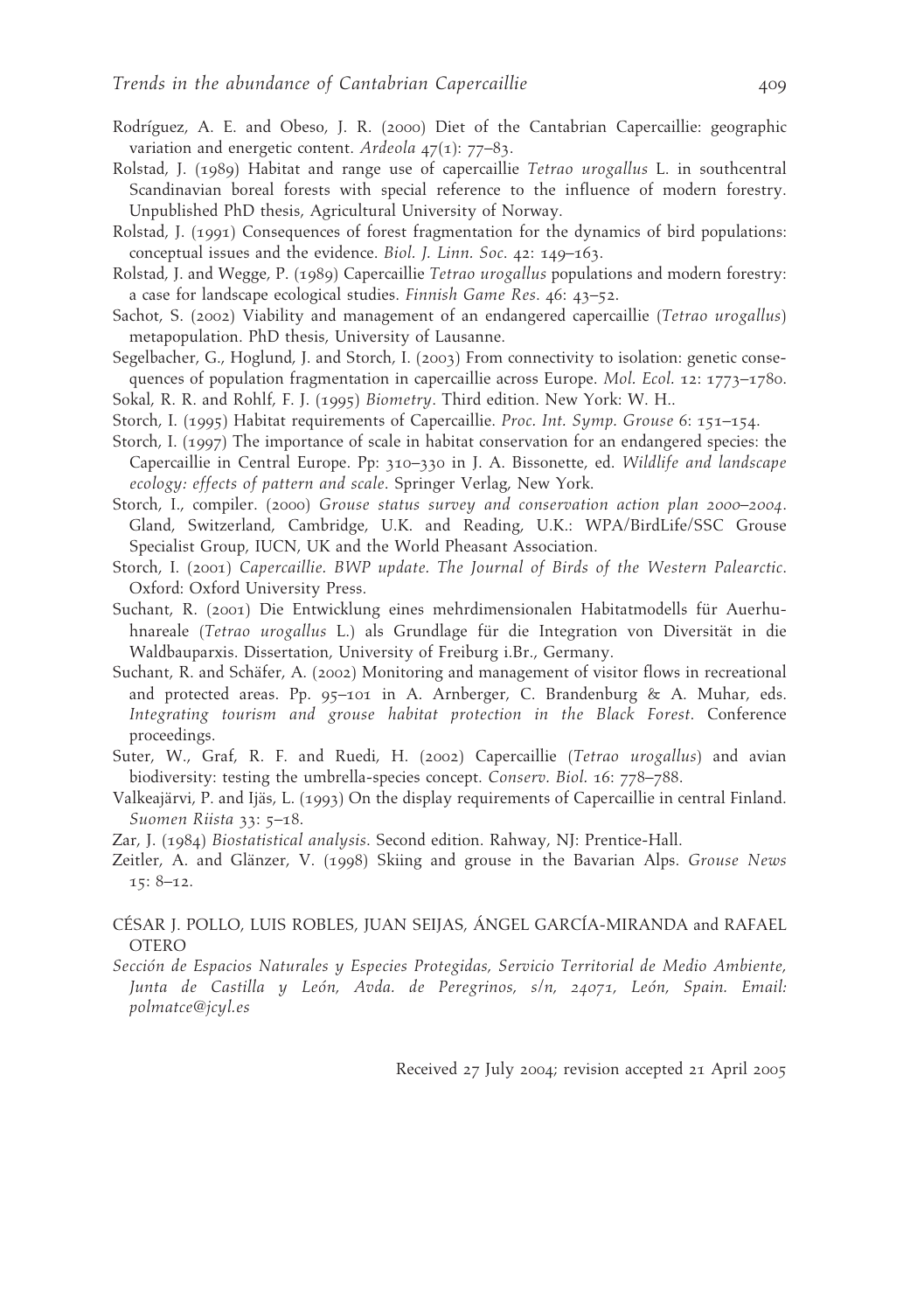Rodríguez, A. E. and Obeso, J. R. (2000) Diet of the Cantabrian Capercaillie: geographic variation and energetic content. *Ardeola* 47(1): 77–83.

Rolstad, J. (1989) Habitat and range use of capercaillie *Tetrao urogallus* L. in southcentral Scandinavian boreal forests with special reference to the influence of modern forestry. Unpublished PhD thesis, Agricultural University of Norway.

Rolstad, J. (1991) Consequences of forest fragmentation for the dynamics of bird populations: conceptual issues and the evidence. *Biol. J. Linn. Soc.* 42: 149–163.

Rolstad, J. and Wegge, P. (1989) Capercaillie *Tetrao urogallus* populations and modern forestry: a case for landscape ecological studies. *Finnish Game Res.* 46: 43–52.

Sachot, S. (2002) Viability and management of an endangered capercaillie (*Tetrao urogallus*) metapopulation. PhD thesis, University of Lausanne.

Segelbacher, G., Hoglund, J. and Storch, I. (2003) From connectivity to isolation: genetic consequences of population fragmentation in capercaillie across Europe. *Mol. Ecol.* 12: 1773–1780.

Sokal, R. R. and Rohlf, F. J. (1995) *Biometry*. Third edition. New York: W. H..

Storch, I. (1995) Habitat requirements of Capercaillie. *Proc. Int. Symp. Grouse* 6: 151–154.

Storch, I. (1997) The importance of scale in habitat conservation for an endangered species: the Capercaillie in Central Europe. Pp: 310–330 in J. A. Bissonette, ed. *Wildlife and landscape ecology: effects of pattern and scale*. Springer Verlag, New York.

Storch, I., compiler. (2000) *Grouse status survey and conservation action plan 2000–2004*. Gland, Switzerland, Cambridge, U.K. and Reading, U.K.: WPA/BirdLife/SSC Grouse Specialist Group, IUCN, UK and the World Pheasant Association.

Storch, I. (2001) *Capercaillie. BWP update. The Journal of Birds of the Western Palearctic*. Oxford: Oxford University Press.

Suchant, R. (2001) Die Entwicklung eines mehrdimensionalen Habitatmodells für Auerhuhnareale (*Tetrao urogallus* L.) als Grundlage für die Integration von Diversität in die Waldbauparxis. Dissertation, University of Freiburg i.Br., Germany.

Suchant, R. and Schäfer, A. (2002) Monitoring and management of visitor flows in recreational and protected areas. Pp. 95–101 in A. Arnberger, C. Brandenburg & A. Muhar, eds. *Integrating tourism and grouse habitat protection in the Black Forest*. Conference proceedings.

Suter, W., Graf, R. F. and Ruedi, H. (2002) Capercaillie (*Tetrao urogallus*) and avian biodiversity: testing the umbrella-species concept. *Conserv. Biol.* 16: 778–788.

Valkeajärvi, P. and Ijäs, L. (1993) On the display requirements of Capercaillie in central Finland. *Suomen Riista* 33: 5–18.

Zar, J. (1984) *Biostatistical analysis*. Second edition. Rahway, NJ: Prentice-Hall.

Zeitler, A. and Glänzer, V. (1998) Skiing and grouse in the Bavarian Alps. *Grouse News* 15: 8–12.

CÉSAR J. POLLO, LUIS ROBLES, JUAN SEIJAS, ÁNGEL GARCÍA-MIRANDA and RAFAEL OTERO

*Sección de Espacios Naturales y Especies Protegidas, Servicio Territorial de Medio Ambiente, Junta de Castilla y León, Avda. de Peregrinos, s/n, 24071, León, Spain. Email: polmatce@jcyl.es*

Received 27 July 2004; revision accepted 21 April 2005